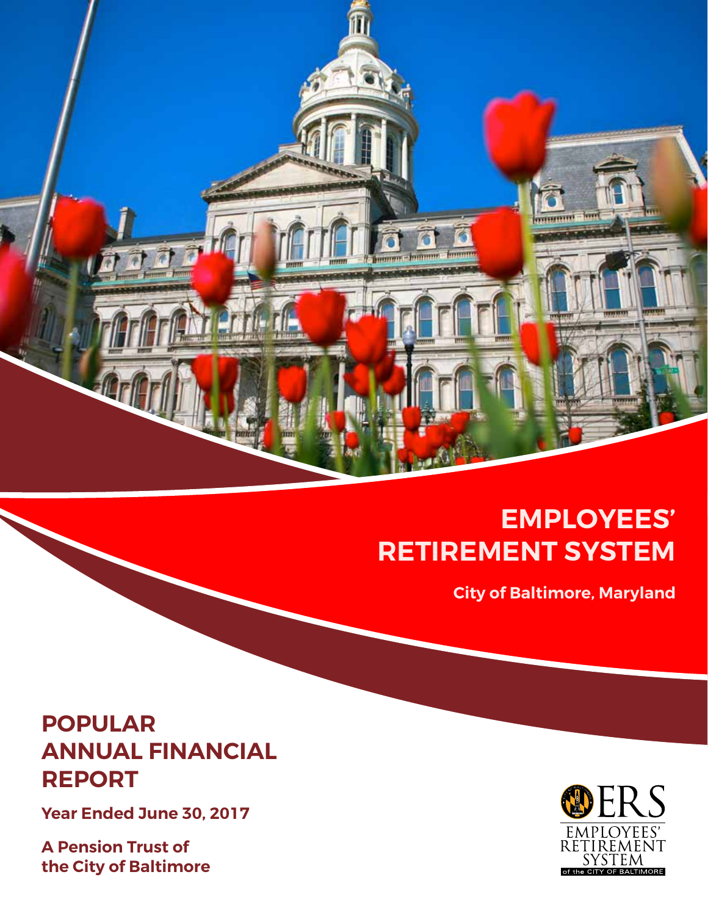# EMPLOYEES' RETIREMENT SYSTEM

**City of Baltimore, Maryland**

## POPULAR ANNUAL FINANCIAL REPORT

**Year Ended June 30, 2017**

**A Pension Trust of the City of Baltimore**

ERS
EMPLOYEES' RETIREMENT SYSTEM
of the CITY OF BALTIMORE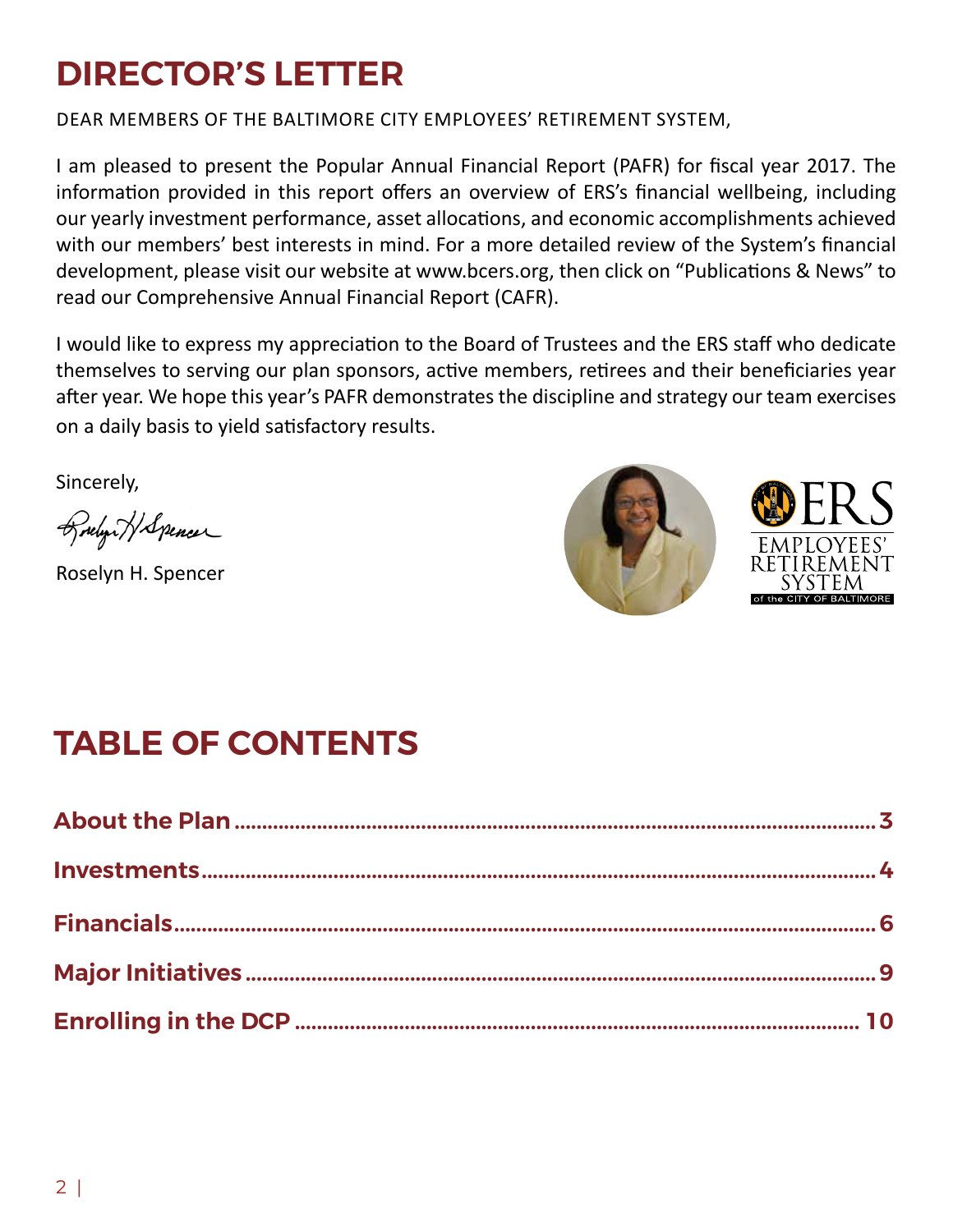# DIRECTOR'S LETTER

DEAR MEMBERS OF THE BALTIMORE CITY EMPLOYEES' RETIREMENT SYSTEM,

I am pleased to present the Popular Annual Financial Report (PAFR) for fiscal year 2017. The information provided in this report offers an overview of ERS's financial wellbeing, including our yearly investment performance, asset allocations, and economic accomplishments achieved with our members' best interests in mind. For a more detailed review of the System's financial development, please visit our website at www.bcers.org, then click on "Publications & News" to read our Comprehensive Annual Financial Report (CAFR).

I would like to express my appreciation to the Board of Trustees and the ERS staff who dedicate themselves to serving our plan sponsors, active members, retirees and their beneficiaries year after year. We hope this year's PAFR demonstrates the discipline and strategy our team exercises on a daily basis to yield satisfactory results.

Sincerely,

Roselyn H. Spencer

ERS EMPLOYEES' RETIREMENT SYSTEM of the CITY OF BALTIMORE

# TABLE OF CONTENTS

**About the Plan** ........................................ **3**

**Investments** ........................................ **4**

**Financials** ........................................ **6**

**Major Initiatives** ........................................ **9**

**Enrolling in the DCP** ........................................ **10**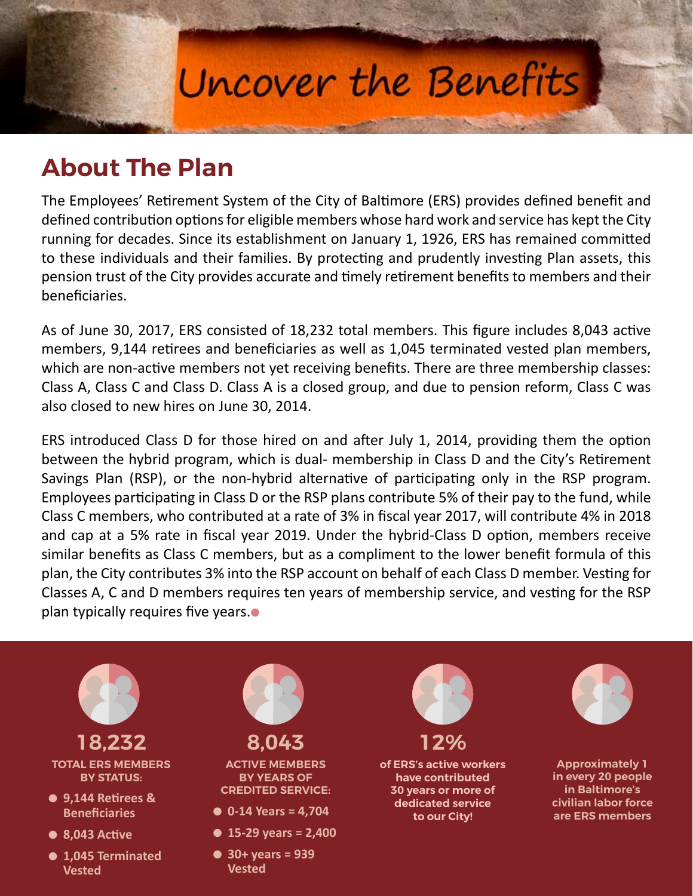# Uncover the Benefits

## About The Plan

The Employees' Retirement System of the City of Baltimore (ERS) provides defined benefit and defined contribution options for eligible members whose hard work and service has kept the City running for decades. Since its establishment on January 1, 1926, ERS has remained committed to these individuals and their families. By protecting and prudently investing Plan assets, this pension trust of the City provides accurate and timely retirement benefits to members and their beneficiaries.

As of June 30, 2017, ERS consisted of 18,232 total members. This figure includes 8,043 active members, 9,144 retirees and beneficiaries as well as 1,045 terminated vested plan members, which are non-active members not yet receiving benefits. There are three membership classes: Class A, Class C and Class D. Class A is a closed group, and due to pension reform, Class C was also closed to new hires on June 30, 2014.

ERS introduced Class D for those hired on and after July 1, 2014, providing them the option between the hybrid program, which is dual- membership in Class D and the City's Retirement Savings Plan (RSP), or the non-hybrid alternative of participating only in the RSP program. Employees participating in Class D or the RSP plans contribute 5% of their pay to the fund, while Class C members, who contributed at a rate of 3% in fiscal year 2017, will contribute 4% in 2018 and cap at a 5% rate in fiscal year 2019. Under the hybrid-Class D option, members receive similar benefits as Class C members, but as a compliment to the lower benefit formula of this plan, the City contributes 3% into the RSP account on behalf of each Class D member. Vesting for Classes A, C and D members requires ten years of membership service, and vesting for the RSP plan typically requires five years.

**18,232**

**TOTAL ERS MEMBERS BY STATUS:**

- **9,144 Retirees & Beneficiaries**
- **8,043 Active**
- **1,045 Terminated Vested**

**8,043**

**ACTIVE MEMBERS BY YEARS OF CREDITED SERVICE:**

- **0-14 Years = 4,704**
- **15-29 years = 2,400**
- **30+ years = 939 Vested**

**12%**

**of ERS's active workers have contributed 30 years or more of dedicated service to our City!**

**Approximately 1 in every 20 people in Baltimore's civilian labor force are ERS members**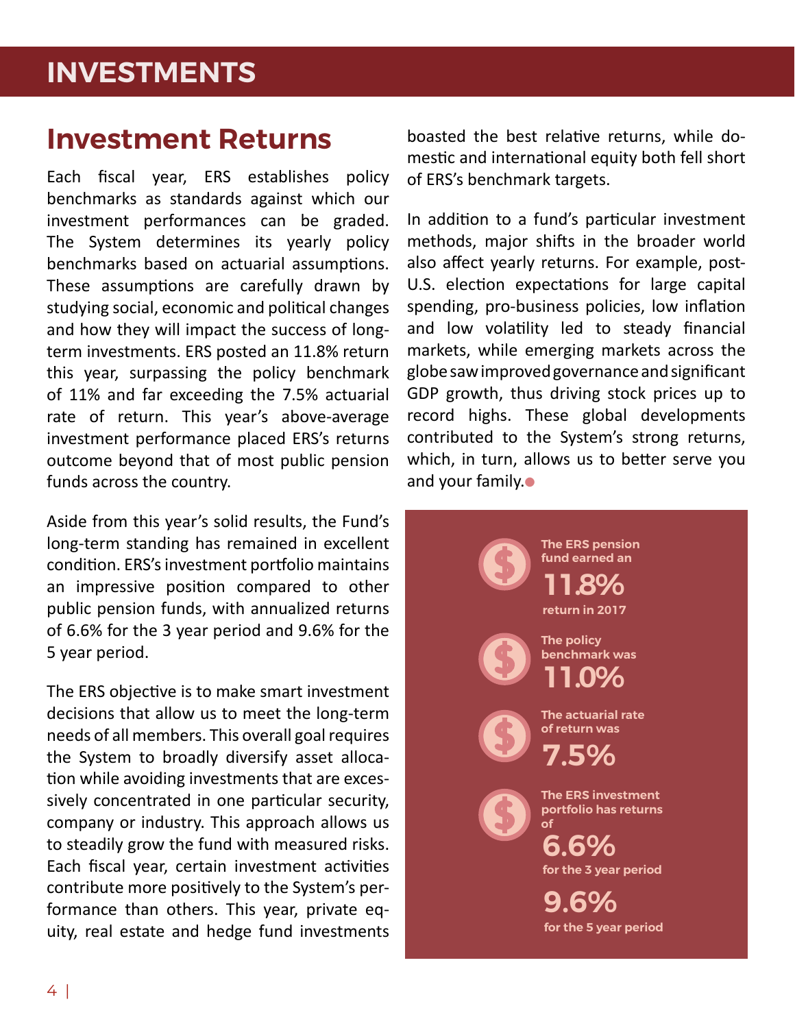# INVESTMENTS

## Investment Returns

Each fiscal year, ERS establishes policy benchmarks as standards against which our investment performances can be graded. The System determines its yearly policy benchmarks based on actuarial assumptions. These assumptions are carefully drawn by studying social, economic and political changes and how they will impact the success of long-term investments. ERS posted an 11.8% return this year, surpassing the policy benchmark of 11% and far exceeding the 7.5% actuarial rate of return. This year's above-average investment performance placed ERS's returns outcome beyond that of most public pension funds across the country.

Aside from this year's solid results, the Fund's long-term standing has remained in excellent condition. ERS's investment portfolio maintains an impressive position compared to other public pension funds, with annualized returns of 6.6% for the 3 year period and 9.6% for the 5 year period.

The ERS objective is to make smart investment decisions that allow us to meet the long-term needs of all members. This overall goal requires the System to broadly diversify asset allocation while avoiding investments that are excessively concentrated in one particular security, company or industry. This approach allows us to steadily grow the fund with measured risks. Each fiscal year, certain investment activities contribute more positively to the System's performance than others. This year, private equity, real estate and hedge fund investments boasted the best relative returns, while domestic and international equity both fell short of ERS's benchmark targets.

In addition to a fund's particular investment methods, major shifts in the broader world also affect yearly returns. For example, post-U.S. election expectations for large capital spending, pro-business policies, low inflation and low volatility led to steady financial markets, while emerging markets across the globe saw improved governance and significant GDP growth, thus driving stock prices up to record highs. These global developments contributed to the System's strong returns, which, in turn, allows us to better serve you and your family.

**The ERS pension fund earned an**
**11.8%**
**return in 2017**

**The policy benchmark was**
**11.0%**

**The actuarial rate of return was**
**7.5%**

**The ERS investment portfolio has returns of**
**6.6%**
**for the 3 year period**
**9.6%**
**for the 5 year period**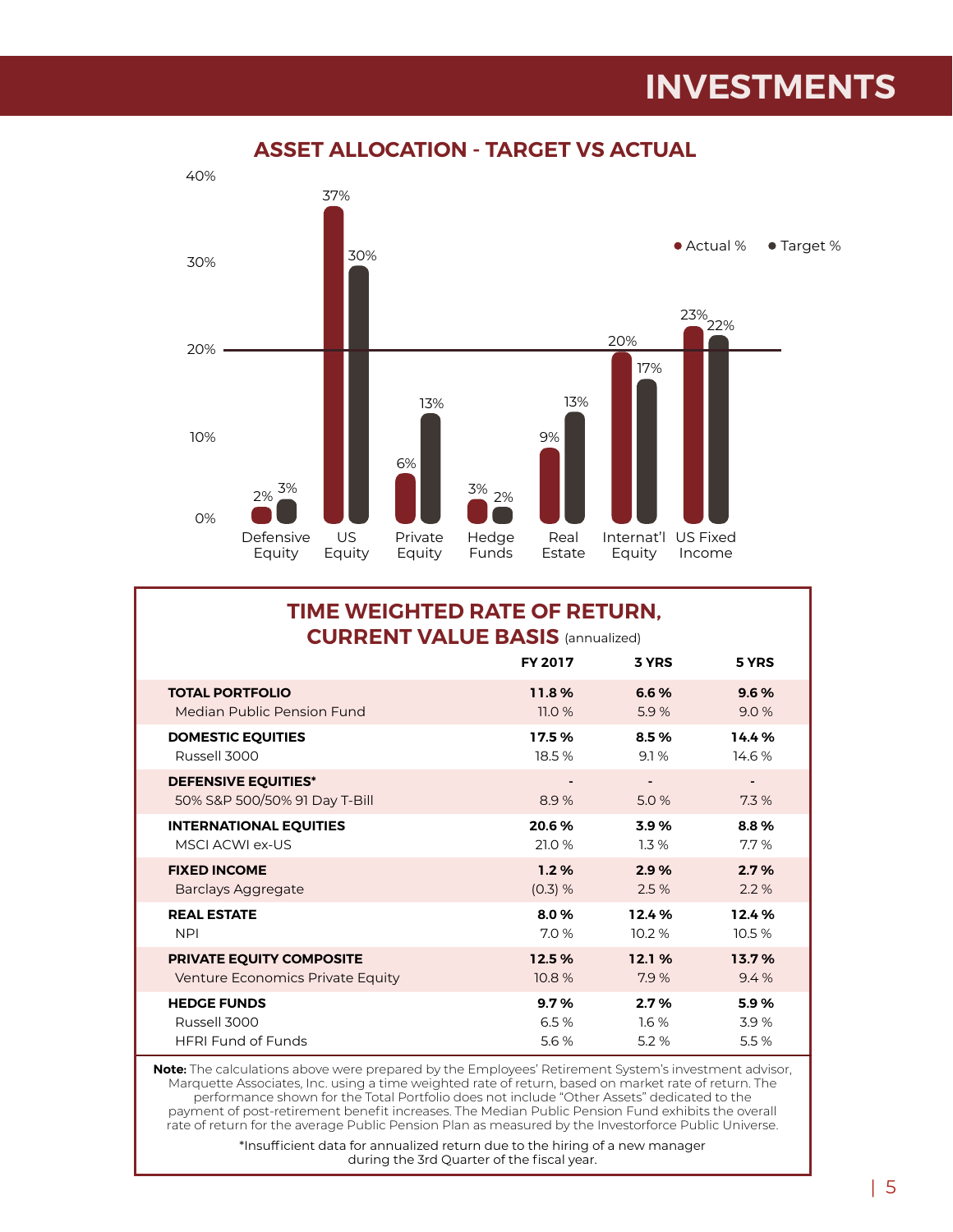# INVESTMENTS

## ASSET ALLOCATION - TARGET VS ACTUAL

| Asset Class | Actual % | Target % |
|---|---|---|
| Defensive Equity | 2% | 3% |
| US Equity | 37% | 30% |
| Private Equity | 6% | 13% |
| Hedge Funds | 3% | 2% |
| Real Estate | 9% | 13% |
| Internat'l Equity | 20% | 17% |
| US Fixed Income | 23% | 22% |

## TIME WEIGHTED RATE OF RETURN, CURRENT VALUE BASIS (annualized)

| | FY 2017 | 3 YRS | 5 YRS |
|---|---|---|---|
| **TOTAL PORTFOLIO** | **11.8 %** | **6.6 %** | **9.6 %** |
| Median Public Pension Fund | 11.0 % | 5.9 % | 9.0 % |
| **DOMESTIC EQUITIES** | **17.5 %** | **8.5 %** | **14.4 %** |
| Russell 3000 | 18.5 % | 9.1 % | 14.6 % |
| **DEFENSIVE EQUITIES*** | - | - | - |
| 50% S&P 500/50% 91 Day T-Bill | 8.9 % | 5.0 % | 7.3 % |
| **INTERNATIONAL EQUITIES** | **20.6 %** | **3.9 %** | **8.8 %** |
| MSCI ACWI ex-US | 21.0 % | 1.3 % | 7.7 % |
| **FIXED INCOME** | **1.2 %** | **2.9 %** | **2.7 %** |
| Barclays Aggregate | (0.3) % | 2.5 % | 2.2 % |
| **REAL ESTATE** | **8.0 %** | **12.4 %** | **12.4 %** |
| NPI | 7.0 % | 10.2 % | 10.5 % |
| **PRIVATE EQUITY COMPOSITE** | **12.5 %** | **12.1 %** | **13.7 %** |
| Venture Economics Private Equity | 10.8 % | 7.9 % | 9.4 % |
| **HEDGE FUNDS** | **9.7 %** | **2.7 %** | **5.9 %** |
| Russell 3000 | 6.5 % | 1.6 % | 3.9 % |
| HFRI Fund of Funds | 5.6 % | 5.2 % | 5.5 % |

**Note:** The calculations above were prepared by the Employees' Retirement System's investment advisor, Marquette Associates, Inc. using a time weighted rate of return, based on market rate of return. The performance shown for the Total Portfolio does not include "Other Assets" dedicated to the payment of post-retirement benefit increases. The Median Public Pension Fund exhibits the overall rate of return for the average Public Pension Plan as measured by the Investorforce Public Universe.

*Insufficient data for annualized return due to the hiring of a new manager during the 3rd Quarter of the fiscal year.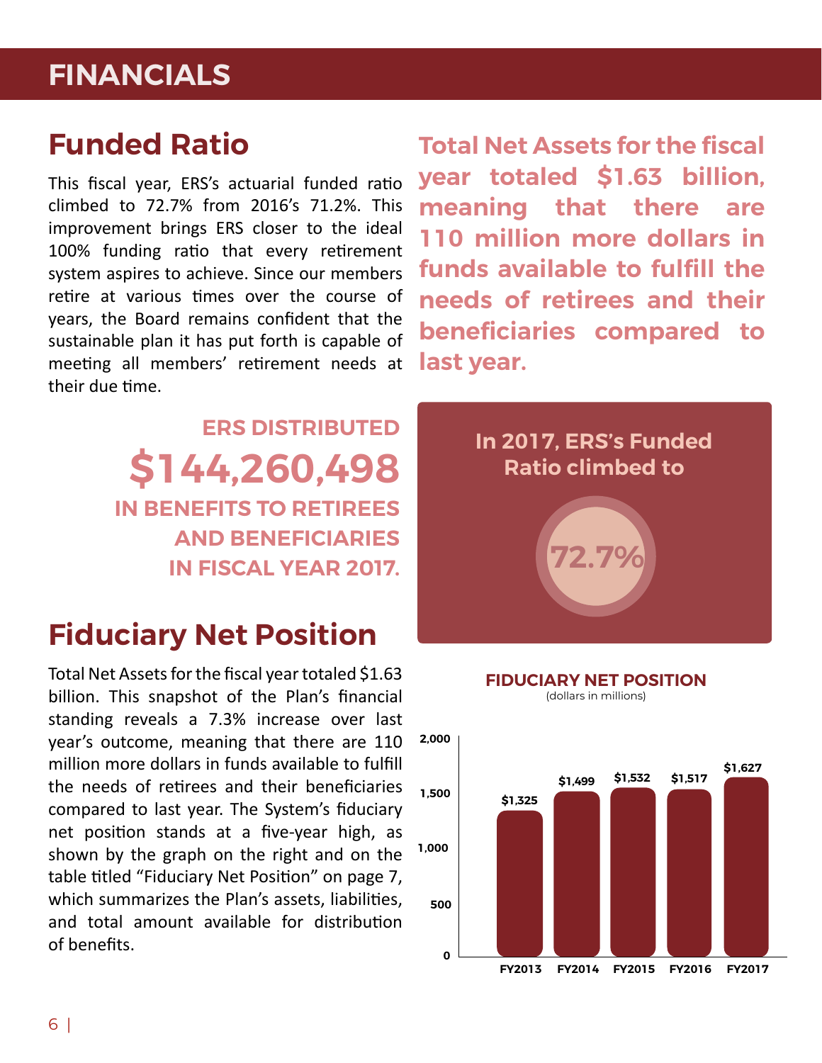# FINANCIALS

## Funded Ratio

This fiscal year, ERS's actuarial funded ratio climbed to 72.7% from 2016's 71.2%. This improvement brings ERS closer to the ideal 100% funding ratio that every retirement system aspires to achieve. Since our members retire at various times over the course of years, the Board remains confident that the sustainable plan it has put forth is capable of meeting all members' retirement needs at their due time.

**Total Net Assets for the fiscal year totaled $1.63 billion, meaning that there are 110 million more dollars in funds available to fulfill the needs of retirees and their beneficiaries compared to last year.**

**ERS DISTRIBUTED**
**$144,260,498**
**IN BENEFITS TO RETIREES AND BENEFICIARIES IN FISCAL YEAR 2017.**

**In 2017, ERS's Funded Ratio climbed to**

**72.7%**

## Fiduciary Net Position

Total Net Assets for the fiscal year totaled $1.63 billion. This snapshot of the Plan's financial standing reveals a 7.3% increase over last year's outcome, meaning that there are 110 million more dollars in funds available to fulfill the needs of retirees and their beneficiaries compared to last year. The System's fiduciary net position stands at a five-year high, as shown by the graph on the right and on the table titled "Fiduciary Net Position" on page 7, which summarizes the Plan's assets, liabilities, and total amount available for distribution of benefits.

**FIDUCIARY NET POSITION**
(dollars in millions)

| Fiscal Year | Fiduciary Net Position |
|---|---|
| FY2013 | $1,325 |
| FY2014 | $1,499 |
| FY2015 | $1,532 |
| FY2016 | $1,517 |
| FY2017 | $1,627 |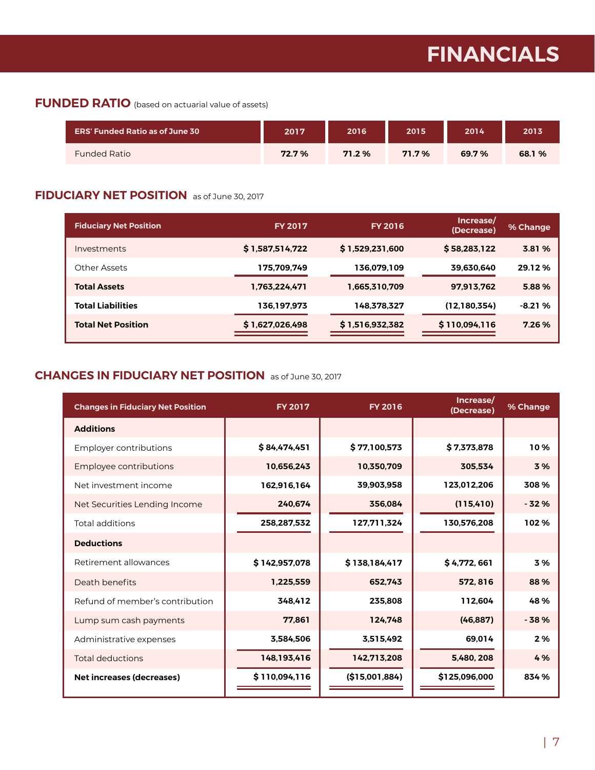# FINANCIALS

## FUNDED RATIO (based on actuarial value of assets)

| ERS' Funded Ratio as of June 30 | 2017 | 2016 | 2015 | 2014 | 2013 |
|---|---|---|---|---|---|
| Funded Ratio | 72.7 % | 71.2 % | 71.7 % | 69.7 % | 68.1 % |

## FIDUCIARY NET POSITION as of June 30, 2017

| Fiduciary Net Position | FY 2017 | FY 2016 | Increase/ (Decrease) | % Change |
|---|---|---|---|---|
| Investments | $ 1,587,514,722 | $ 1,529,231,600 | $ 58,283,122 | 3.81 % |
| Other Assets | 175,709,749 | 136,079,109 | 39,630,640 | 29.12 % |
| **Total Assets** | 1,763,224,471 | 1,665,310,709 | 97,913,762 | 5.88 % |
| **Total Liabilities** | 136,197,973 | 148,378,327 | (12,180,354) | -8.21 % |
| **Total Net Position** | $ 1,627,026,498 | $ 1,516,932,382 | $ 110,094,116 | 7.26 % |

## CHANGES IN FIDUCIARY NET POSITION as of June 30, 2017

| Changes in Fiduciary Net Position | FY 2017 | FY 2016 | Increase/ (Decrease) | % Change |
|---|---|---|---|---|
| **Additions** | | | | |
| Employer contributions | $ 84,474,451 | $ 77,100,573 | $ 7,373,878 | 10 % |
| Employee contributions | 10,656,243 | 10,350,709 | 305,534 | 3 % |
| Net investment income | 162,916,164 | 39,903,958 | 123,012,206 | 308 % |
| Net Securities Lending Income | 240,674 | 356,084 | (115,410) | - 32 % |
| Total additions | 258,287,532 | 127,711,324 | 130,576,208 | 102 % |
| **Deductions** | | | | |
| Retirement allowances | $ 142,957,078 | $ 138,184,417 | $ 4,772, 661 | 3 % |
| Death benefits | 1,225,559 | 652,743 | 572, 816 | 88 % |
| Refund of member's contribution | 348,412 | 235,808 | 112,604 | 48 % |
| Lump sum cash payments | 77,861 | 124,748 | (46,887) | - 38 % |
| Administrative expenses | 3,584,506 | 3,515,492 | 69,014 | 2 % |
| Total deductions | 148,193,416 | 142,713,208 | 5,480, 208 | 4 % |
| **Net increases (decreases)** | $ 110,094,116 | ($15,001,884) | $125,096,000 | 834 % |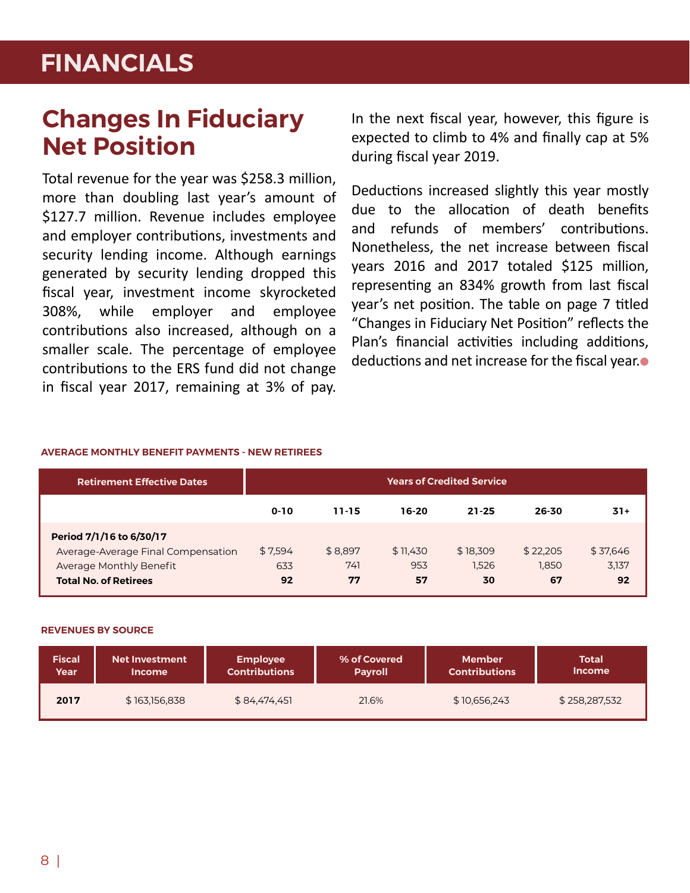# FINANCIALS

## Changes In Fiduciary Net Position

Total revenue for the year was $258.3 million, more than doubling last year's amount of $127.7 million. Revenue includes employee and employer contributions, investments and security lending income. Although earnings generated by security lending dropped this fiscal year, investment income skyrocketed 308%, while employer and employee contributions also increased, although on a smaller scale. The percentage of employee contributions to the ERS fund did not change in fiscal year 2017, remaining at 3% of pay. In the next fiscal year, however, this figure is expected to climb to 4% and finally cap at 5% during fiscal year 2019.

Deductions increased slightly this year mostly due to the allocation of death benefits and refunds of members' contributions. Nonetheless, the net increase between fiscal years 2016 and 2017 totaled $125 million, representing an 834% growth from last fiscal year's net position. The table on page 7 titled "Changes in Fiduciary Net Position" reflects the Plan's financial activities including additions, deductions and net increase for the fiscal year.

**AVERAGE MONTHLY BENEFIT PAYMENTS - NEW RETIREES**

| Retirement Effective Dates | Years of Credited Service | | | | | |
|---|---|---|---|---|---|---|
| | 0-10 | 11-15 | 16-20 | 21-25 | 26-30 | 31+ |
| **Period 7/1/16 to 6/30/17** | | | | | | |
| Average-Average Final Compensation | $ 7,594 | $ 8,897 | $ 11,430 | $ 18,309 | $ 22,205 | $ 37,646 |
| Average Monthly Benefit | 633 | 741 | 953 | 1,526 | 1,850 | 3,137 |
| **Total No. of Retirees** | **92** | **77** | **57** | **30** | **67** | **92** |

**REVENUES BY SOURCE**

| Fiscal Year | Net Investment Income | Employee Contributions | % of Covered Payroll | Member Contributions | Total Income |
|---|---|---|---|---|---|
| **2017** | $ 163,156,838 | $ 84,474,451 | 21.6% | $ 10,656,243 | $ 258,287,532 |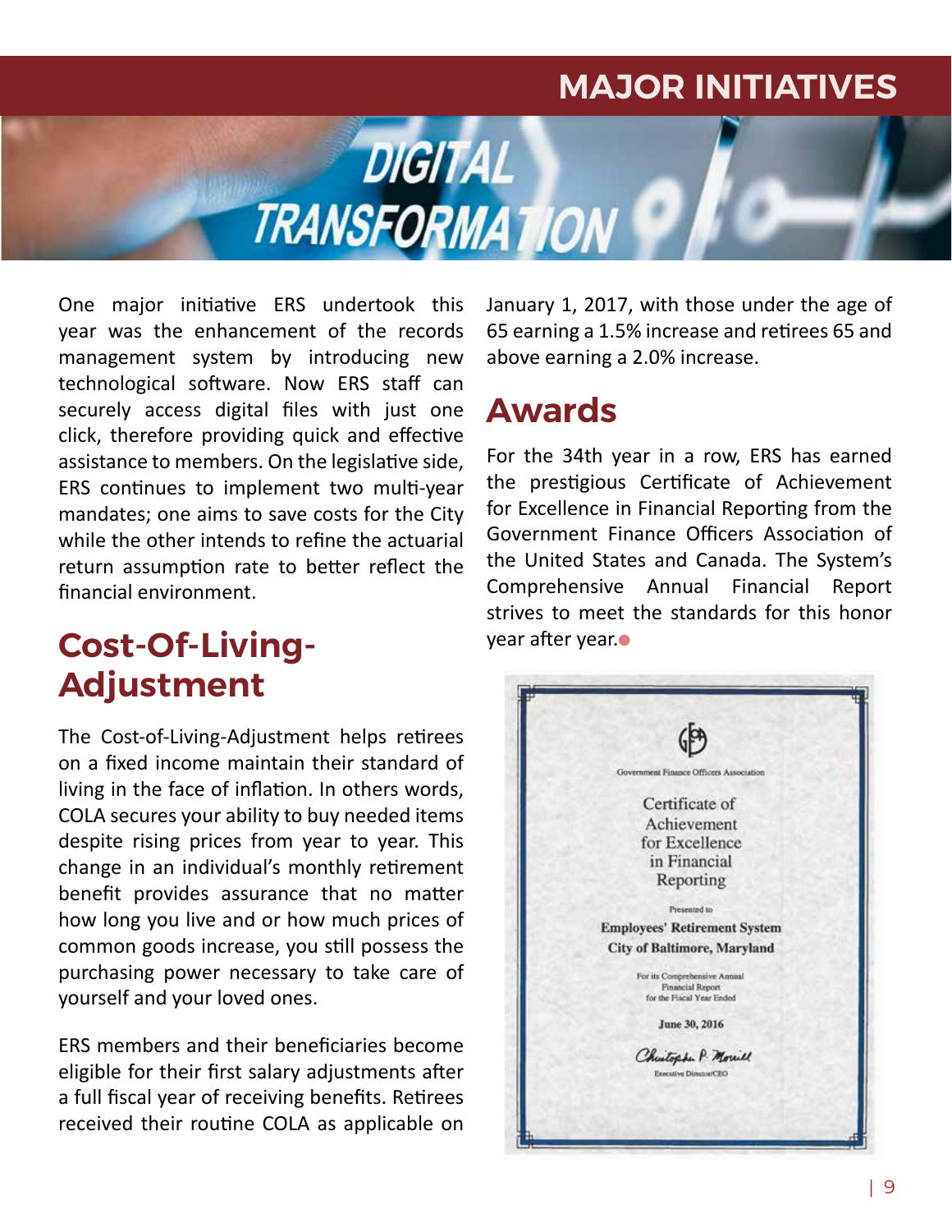# MAJOR INITIATIVES

## DIGITAL TRANSFORMATION

One major initiative ERS undertook this year was the enhancement of the records management system by introducing new technological software. Now ERS staff can securely access digital files with just one click, therefore providing quick and effective assistance to members. On the legislative side, ERS continues to implement two multi-year mandates; one aims to save costs for the City while the other intends to refine the actuarial return assumption rate to better reflect the financial environment.

## Cost-Of-Living-Adjustment

The Cost-of-Living-Adjustment helps retirees on a fixed income maintain their standard of living in the face of inflation. In others words, COLA secures your ability to buy needed items despite rising prices from year to year. This change in an individual's monthly retirement benefit provides assurance that no matter how long you live and or how much prices of common goods increase, you still possess the purchasing power necessary to take care of yourself and your loved ones.

ERS members and their beneficiaries become eligible for their first salary adjustments after a full fiscal year of receiving benefits. Retirees received their routine COLA as applicable on January 1, 2017, with those under the age of 65 earning a 1.5% increase and retirees 65 and above earning a 2.0% increase.

## Awards

For the 34th year in a row, ERS has earned the prestigious Certificate of Achievement for Excellence in Financial Reporting from the Government Finance Officers Association of the United States and Canada. The System's Comprehensive Annual Financial Report strives to meet the standards for this honor year after year.

Government Finance Officers Association

Certificate of Achievement for Excellence in Financial Reporting

Presented to

Employees' Retirement System
City of Baltimore, Maryland

For its Comprehensive Annual Financial Report for the Fiscal Year Ended

June 30, 2016

Christopher P. Morrill
Executive Director/CEO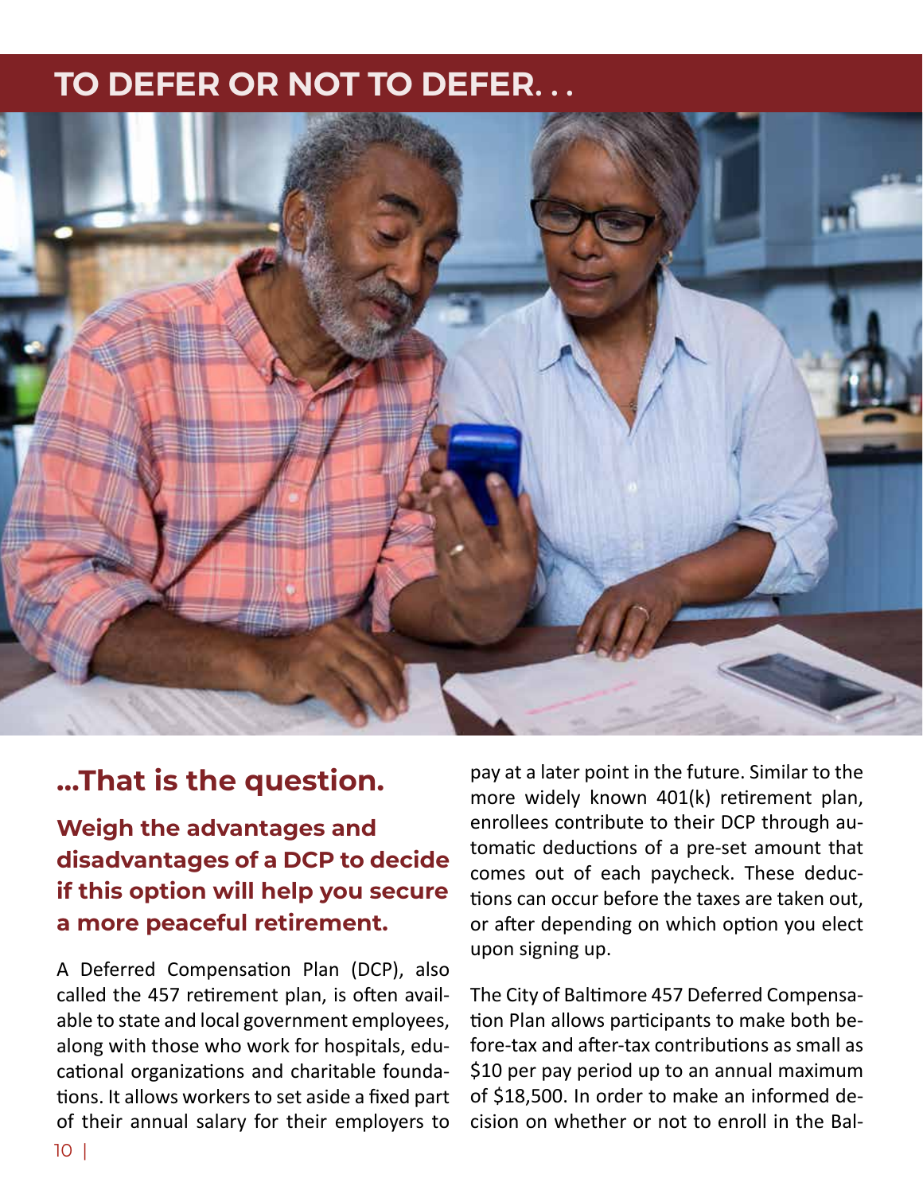# TO DEFER OR NOT TO DEFER. . .

## ...That is the question.

### Weigh the advantages and disadvantages of a DCP to decide if this option will help you secure a more peaceful retirement.

A Deferred Compensation Plan (DCP), also called the 457 retirement plan, is often available to state and local government employees, along with those who work for hospitals, educational organizations and charitable foundations. It allows workers to set aside a fixed part of their annual salary for their employers to pay at a later point in the future. Similar to the more widely known 401(k) retirement plan, enrollees contribute to their DCP through automatic deductions of a pre-set amount that comes out of each paycheck. These deductions can occur before the taxes are taken out, or after depending on which option you elect upon signing up.

The City of Baltimore 457 Deferred Compensation Plan allows participants to make both before-tax and after-tax contributions as small as $10 per pay period up to an annual maximum of $18,500. In order to make an informed decision on whether or not to enroll in the Bal-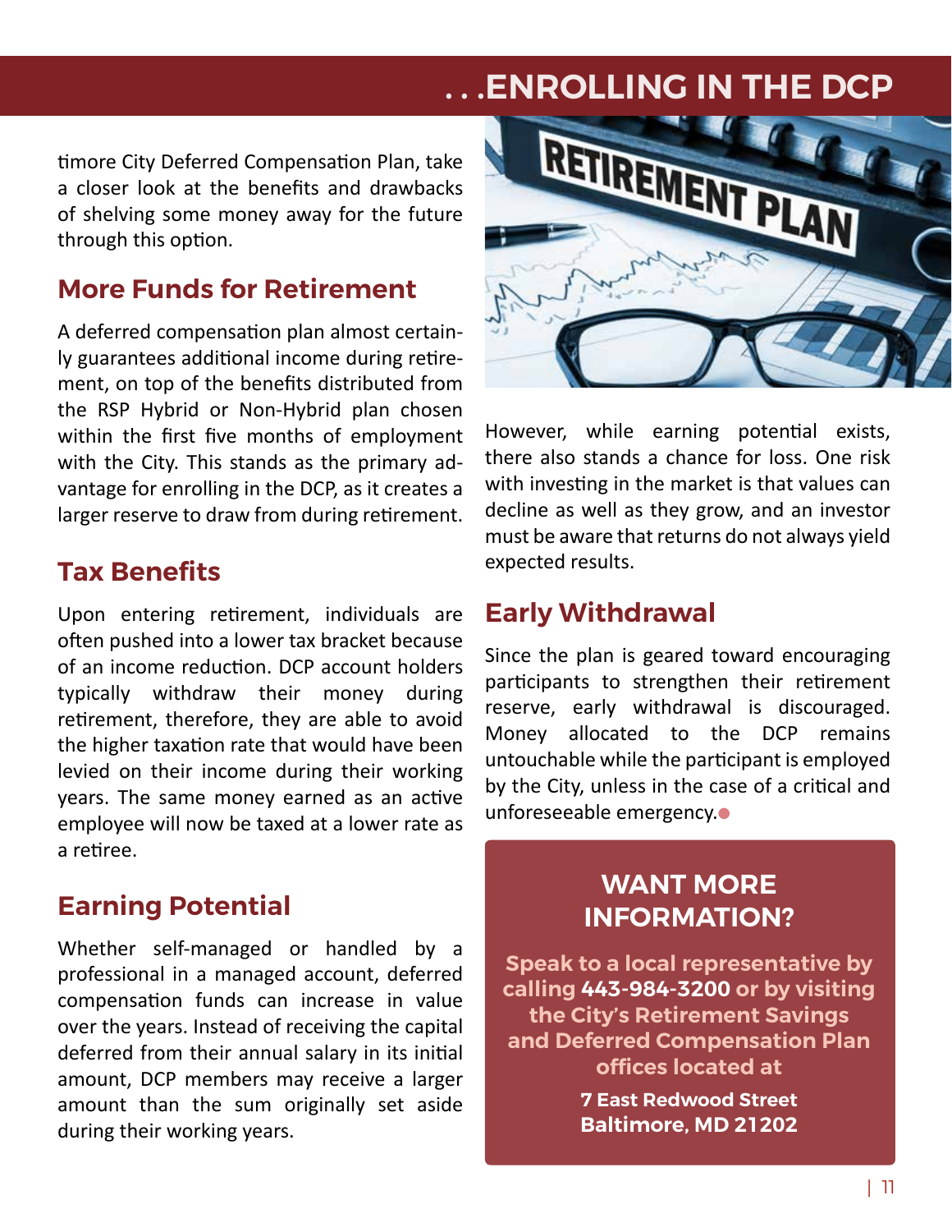# . . .ENROLLING IN THE DCP

timore City Deferred Compensation Plan, take a closer look at the benefits and drawbacks of shelving some money away for the future through this option.

## More Funds for Retirement

A deferred compensation plan almost certainly guarantees additional income during retirement, on top of the benefits distributed from the RSP Hybrid or Non-Hybrid plan chosen within the first five months of employment with the City. This stands as the primary advantage for enrolling in the DCP, as it creates a larger reserve to draw from during retirement.

## Tax Benefits

Upon entering retirement, individuals are often pushed into a lower tax bracket because of an income reduction. DCP account holders typically withdraw their money during retirement, therefore, they are able to avoid the higher taxation rate that would have been levied on their income during their working years. The same money earned as an active employee will now be taxed at a lower rate as a retiree.

## Earning Potential

Whether self-managed or handled by a professional in a managed account, deferred compensation funds can increase in value over the years. Instead of receiving the capital deferred from their annual salary in its initial amount, DCP members may receive a larger amount than the sum originally set aside during their working years.

However, while earning potential exists, there also stands a chance for loss. One risk with investing in the market is that values can decline as well as they grow, and an investor must be aware that returns do not always yield expected results.

## Early Withdrawal

Since the plan is geared toward encouraging participants to strengthen their retirement reserve, early withdrawal is discouraged. Money allocated to the DCP remains untouchable while the participant is employed by the City, unless in the case of a critical and unforeseeable emergency.

### WANT MORE INFORMATION?

**Speak to a local representative by calling 443-984-3200 or by visiting the City's Retirement Savings and Deferred Compensation Plan offices located at**

**7 East Redwood Street**
**Baltimore, MD 21202**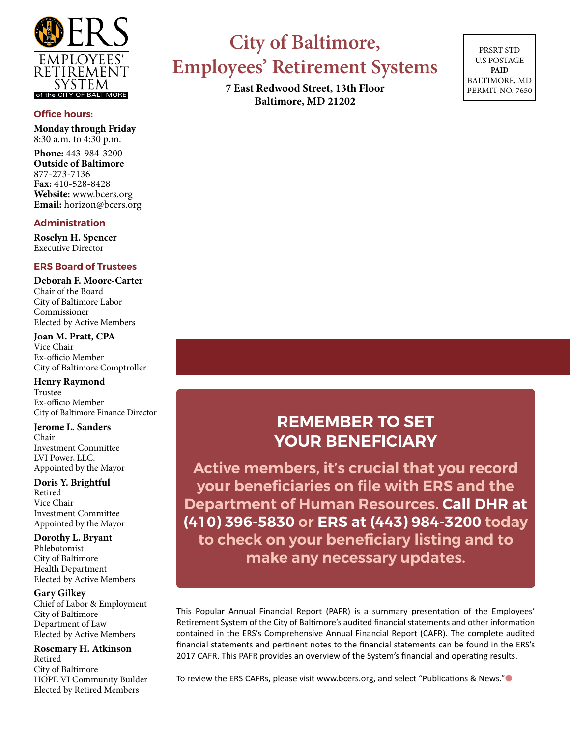ERS

EMPLOYEES' RETIREMENT SYSTEM

of the CITY OF BALTIMORE

**Office hours:**

**Monday through Friday**
8:30 a.m. to 4:30 p.m.

**Phone:** 443-984-3200
**Outside of Baltimore**
877-273-7136
**Fax:** 410-528-8428
**Website:** www.bcers.org
**Email:** horizon@bcers.org

**Administration**

**Roselyn H. Spencer**
Executive Director

**ERS Board of Trustees**

**Deborah F. Moore-Carter**
Chair of the Board
City of Baltimore Labor Commissioner
Elected by Active Members

**Joan M. Pratt, CPA**
Vice Chair
Ex-officio Member
City of Baltimore Comptroller

**Henry Raymond**
Trustee
Ex-officio Member
City of Baltimore Finance Director

**Jerome L. Sanders**
Chair
Investment Committee
LVI Power, LLC.
Appointed by the Mayor

**Doris Y. Brightful**
Retired
Vice Chair
Investment Committee
Appointed by the Mayor

**Dorothy L. Bryant**
Phlebotomist
City of Baltimore
Health Department
Elected by Active Members

**Gary Gilkey**
Chief of Labor & Employment
City of Baltimore
Department of Law
Elected by Active Members

**Rosemary H. Atkinson**
Retired
City of Baltimore
HOPE VI Community Builder
Elected by Retired Members

# City of Baltimore, Employees' Retirement Systems

**7 East Redwood Street, 13th Floor**
**Baltimore, MD 21202**

PRSRT STD
U.S POSTAGE
**PAID**
BALTIMORE, MD
PERMIT NO. 7650

## REMEMBER TO SET YOUR BENEFICIARY

**Active members, it's crucial that you record your beneficiaries on file with ERS and the Department of Human Resources. Call DHR at (410) 396-5830 or ERS at (443) 984-3200 today to check on your beneficiary listing and to make any necessary updates.**

This Popular Annual Financial Report (PAFR) is a summary presentation of the Employees' Retirement System of the City of Baltimore's audited financial statements and other information contained in the ERS's Comprehensive Annual Financial Report (CAFR). The complete audited financial statements and pertinent notes to the financial statements can be found in the ERS's 2017 CAFR. This PAFR provides an overview of the System's financial and operating results.

To review the ERS CAFRs, please visit www.bcers.org, and select "Publications & News."